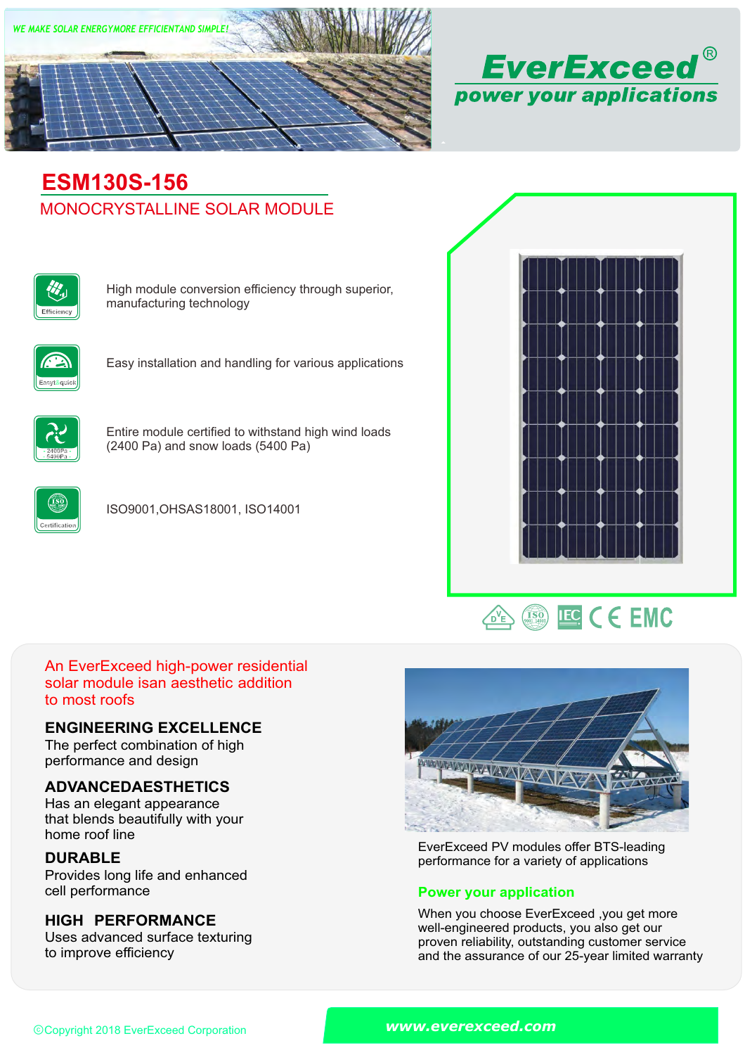WE MAKE SOLAR ENERGYMORE EFFICIENTAND SIMPLE!

# EverExceed®

**power your applications**

## ESM130S-156

MONOCRYSTALLINE SOLAR MODULE

- High module conversion efficiency through superior, manufacturing technology
- Easy installation and handling for various applications
- Entire module certified to withstand high wind loads (2400 Pa) and snow loads (5400 Pa)
- ISO9001,OHSAS18001, ISO14001

An EverExceed high-power residential solar module isan aesthetic addition to most roofs

### ENGINEERING EXCELLENCE
The perfect combination of high performance and design

### ADVANCEDAESTHETICS
Has an elegant appearance that blends beautifully with your home roof line

### DURABLE
Provides long life and enhanced cell performance

### HIGH PERFORMANCE
Uses advanced surface texturing to improve efficiency

EverExceed PV modules offer BTS-leading performance for a variety of applications

### Power your application
When you choose EverExceed ,you get more well-engineered products, you also get our proven reliability, outstanding customer service and the assurance of our 25-year limited warranty

©Copyright 2018 EverExceed Corporation

www.everexceed.com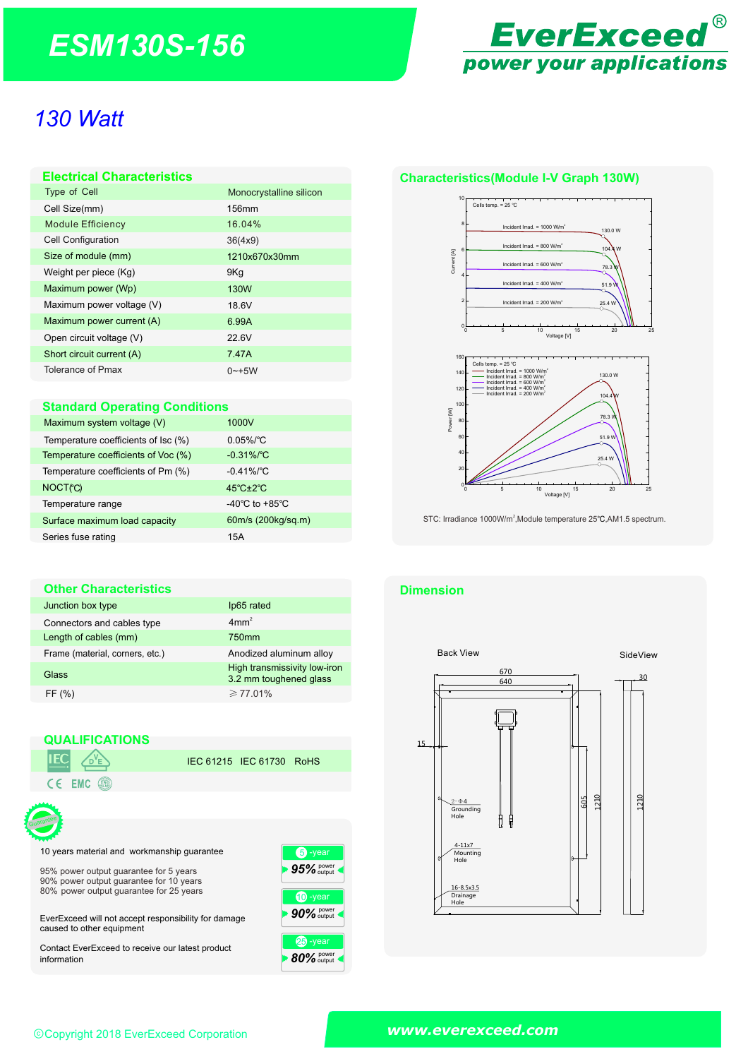# ESM130S-156

**EverExceed®**
**power your applications**

## 130 Watt

## Electrical Characteristics

| | |
|---|---|
| Type of Cell | Monocrystalline silicon |
| Cell Size(mm) | 156mm |
| Module Efficiency | 16.04% |
| Cell Configuration | 36(4x9) |
| Size of module (mm) | 1210x670x30mm |
| Weight per piece (Kg) | 9Kg |
| Maximum power (Wp) | 130W |
| Maximum power voltage (V) | 18.6V |
| Maximum power current (A) | 6.99A |
| Open circuit voltage (V) | 22.6V |
| Short circuit current (A) | 7.47A |
| Tolerance of Pmax | 0~+5W |

## Standard Operating Conditions

| | |
|---|---|
| Maximum system voltage (V) | 1000V |
| Temperature coefficients of Isc (%) | 0.05%/℃ |
| Temperature coefficients of Voc (%) | -0.31%/℃ |
| Temperature coefficients of Pm (%) | -0.41%/℃ |
| NOCT(℃) | 45℃±2℃ |
| Temperature range | -40℃ to +85℃ |
| Surface maximum load capacity | 60m/s (200kg/sq.m) |
| Series fuse rating | 15A |

## Characteristics(Module I-V Graph 130W)

Cells temp. = 25 ℃

Incident Irrad. = 1000 W/m² 130.0 W
Incident Irrad. = 800 W/m² 104.4 W
Incident Irrad. = 600 W/m² 78.3 W
Incident Irrad. = 400 W/m² 51.9 W
Incident Irrad. = 200 W/m² 25.4 W

Current [A]
Voltage [V]

Cells temp. = 25 ℃
Incident Irrad. = 1000 W/m²
Incident Irrad. = 800 W/m²
Incident Irrad. = 600 W/m²
Incident Irrad. = 400 W/m²
Incident Irrad. = 200 W/m²

130.0 W
104.4 W
78.3 W
51.9 W
25.4 W

Power [W]
Voltage [V]

STC: Irradiance 1000W/m², Module temperature 25℃, AM1.5 spectrum.

## Other Characteristics

| | |
|---|---|
| Junction box type | Ip65 rated |
| Connectors and cables type | 4mm² |
| Length of cables (mm) | 750mm |
| Frame (material, corners, etc.) | Anodized aluminum alloy |
| Glass | High transmissivity low-iron 3.2 mm toughened glass |
| FF (%) | ≥77.01% |

## Dimension

Back View

SideView

670
640
15
605
1210
1210
30

2-Φ4 Grounding Hole

4-11x7 Mounting Hole

16-8.5x3.5 Drainage Hole

## QUALIFICATIONS

IEC 61215 IEC 61730 RoHS

Guarantee

10 years material and workmanship guarantee

95% power output guarantee for 5 years
90% power output guarantee for 10 years
80% power output guarantee for 25 years

EverExceed will not accept responsibility for damage caused to other equipment

Contact EverExceed to receive our latest product information

5-year 95% power output

10-year 90% power output

25-year 80% power output

©Copyright 2018 EverExceed Corporation

www.everexceed.com